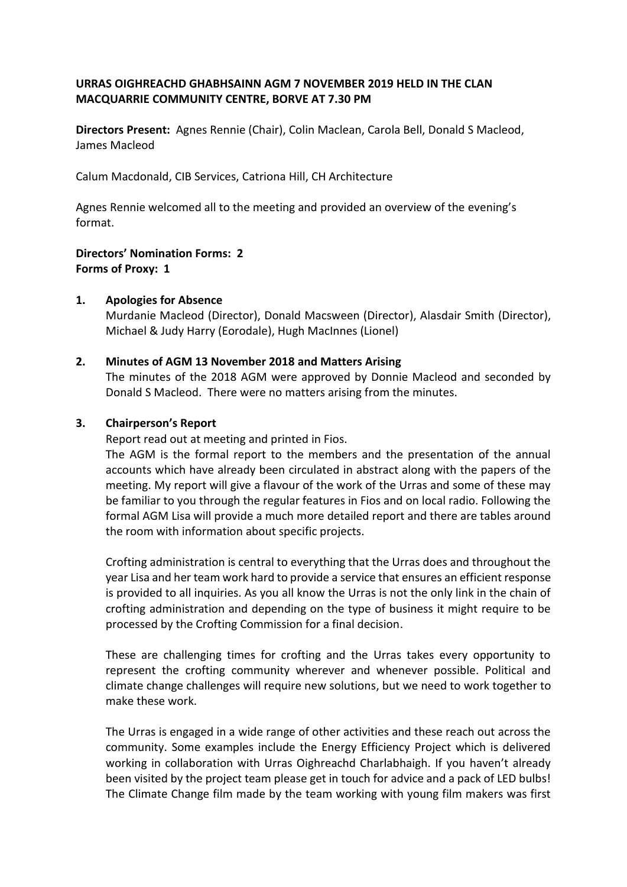**URRAS OIGHREACHD GHABHSAINN AGM 7 NOVEMBER 2019 HELD IN THE CLAN MACQUARRIE COMMUNITY CENTRE, BORVE AT 7.30 PM**

**Directors Present:** Agnes Rennie (Chair), Colin Maclean, Carola Bell, Donald S Macleod, James Macleod

Calum Macdonald, CIB Services, Catriona Hill, CH Architecture

Agnes Rennie welcomed all to the meeting and provided an overview of the evening's format.

**Directors' Nomination Forms: 2**
**Forms of Proxy: 1**

1. **Apologies for Absence**
   Murdanie Macleod (Director), Donald Macsween (Director), Alasdair Smith (Director), Michael & Judy Harry (Eorodale), Hugh MacInnes (Lionel)

2. **Minutes of AGM 13 November 2018 and Matters Arising**
   The minutes of the 2018 AGM were approved by Donnie Macleod and seconded by Donald S Macleod. There were no matters arising from the minutes.

3. **Chairperson's Report**
   Report read out at meeting and printed in Fios.
   The AGM is the formal report to the members and the presentation of the annual accounts which have already been circulated in abstract along with the papers of the meeting. My report will give a flavour of the work of the Urras and some of these may be familiar to you through the regular features in Fios and on local radio. Following the formal AGM Lisa will provide a much more detailed report and there are tables around the room with information about specific projects.

   Crofting administration is central to everything that the Urras does and throughout the year Lisa and her team work hard to provide a service that ensures an efficient response is provided to all inquiries. As you all know the Urras is not the only link in the chain of crofting administration and depending on the type of business it might require to be processed by the Crofting Commission for a final decision.

   These are challenging times for crofting and the Urras takes every opportunity to represent the crofting community wherever and whenever possible. Political and climate change challenges will require new solutions, but we need to work together to make these work.

   The Urras is engaged in a wide range of other activities and these reach out across the community. Some examples include the Energy Efficiency Project which is delivered working in collaboration with Urras Oighreachd Charlabhaigh. If you haven't already been visited by the project team please get in touch for advice and a pack of LED bulbs! The Climate Change film made by the team working with young film makers was first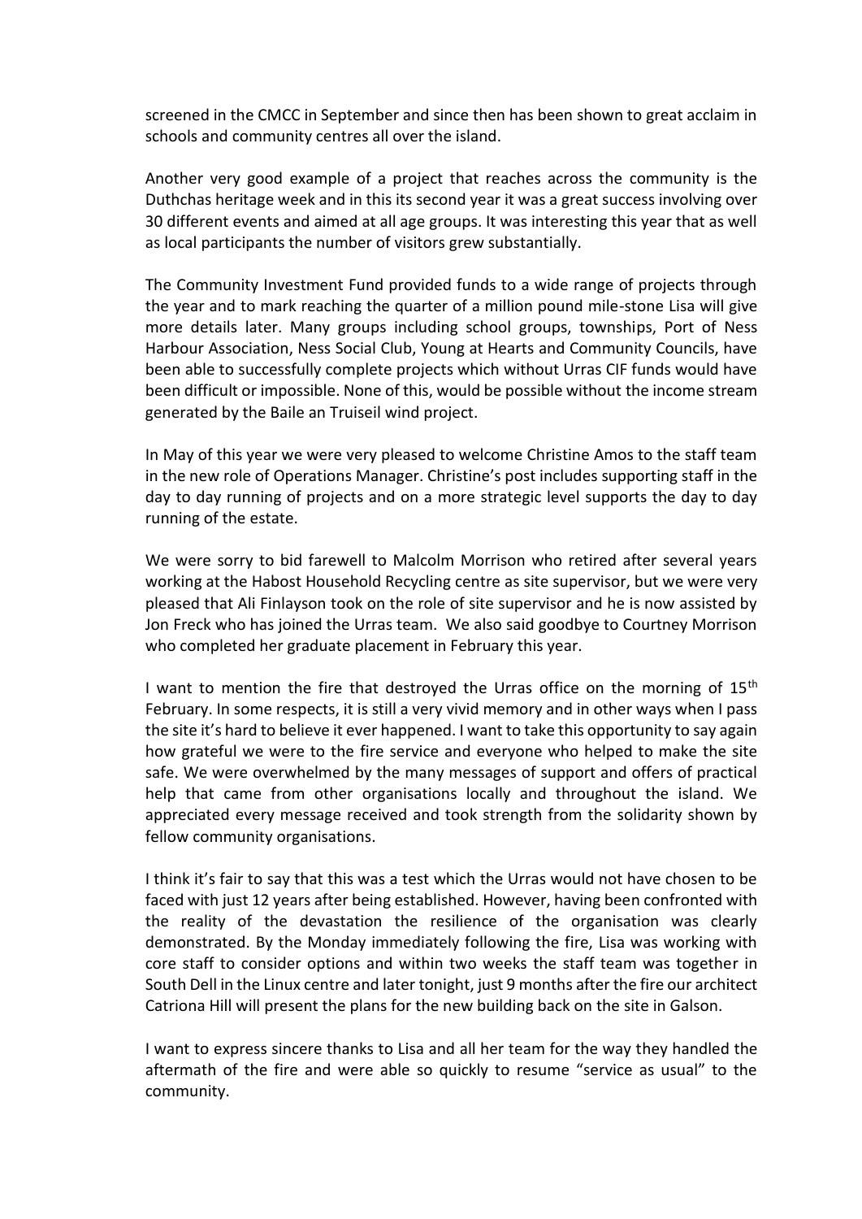screened in the CMCC in September and since then has been shown to great acclaim in schools and community centres all over the island.

Another very good example of a project that reaches across the community is the Duthchas heritage week and in this its second year it was a great success involving over 30 different events and aimed at all age groups. It was interesting this year that as well as local participants the number of visitors grew substantially.

The Community Investment Fund provided funds to a wide range of projects through the year and to mark reaching the quarter of a million pound mile-stone Lisa will give more details later. Many groups including school groups, townships, Port of Ness Harbour Association, Ness Social Club, Young at Hearts and Community Councils, have been able to successfully complete projects which without Urras CIF funds would have been difficult or impossible. None of this, would be possible without the income stream generated by the Baile an Truiseil wind project.

In May of this year we were very pleased to welcome Christine Amos to the staff team in the new role of Operations Manager. Christine's post includes supporting staff in the day to day running of projects and on a more strategic level supports the day to day running of the estate.

We were sorry to bid farewell to Malcolm Morrison who retired after several years working at the Habost Household Recycling centre as site supervisor, but we were very pleased that Ali Finlayson took on the role of site supervisor and he is now assisted by Jon Freck who has joined the Urras team. We also said goodbye to Courtney Morrison who completed her graduate placement in February this year.

I want to mention the fire that destroyed the Urras office on the morning of 15th February. In some respects, it is still a very vivid memory and in other ways when I pass the site it's hard to believe it ever happened. I want to take this opportunity to say again how grateful we were to the fire service and everyone who helped to make the site safe. We were overwhelmed by the many messages of support and offers of practical help that came from other organisations locally and throughout the island. We appreciated every message received and took strength from the solidarity shown by fellow community organisations.

I think it's fair to say that this was a test which the Urras would not have chosen to be faced with just 12 years after being established. However, having been confronted with the reality of the devastation the resilience of the organisation was clearly demonstrated. By the Monday immediately following the fire, Lisa was working with core staff to consider options and within two weeks the staff team was together in South Dell in the Linux centre and later tonight, just 9 months after the fire our architect Catriona Hill will present the plans for the new building back on the site in Galson.

I want to express sincere thanks to Lisa and all her team for the way they handled the aftermath of the fire and were able so quickly to resume "service as usual" to the community.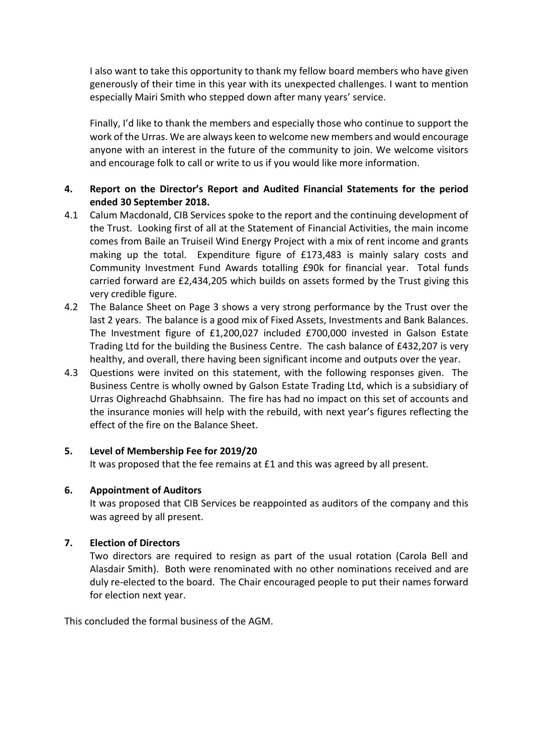I also want to take this opportunity to thank my fellow board members who have given generously of their time in this year with its unexpected challenges. I want to mention especially Mairi Smith who stepped down after many years' service.

Finally, I'd like to thank the members and especially those who continue to support the work of the Urras. We are always keen to welcome new members and would encourage anyone with an interest in the future of the community to join. We welcome visitors and encourage folk to call or write to us if you would like more information.

**4. Report on the Director's Report and Audited Financial Statements for the period ended 30 September 2018.**

4.1 Calum Macdonald, CIB Services spoke to the report and the continuing development of the Trust. Looking first of all at the Statement of Financial Activities, the main income comes from Baile an Truiseil Wind Energy Project with a mix of rent income and grants making up the total. Expenditure figure of £173,483 is mainly salary costs and Community Investment Fund Awards totalling £90k for financial year. Total funds carried forward are £2,434,205 which builds on assets formed by the Trust giving this very credible figure.

4.2 The Balance Sheet on Page 3 shows a very strong performance by the Trust over the last 2 years. The balance is a good mix of Fixed Assets, Investments and Bank Balances. The Investment figure of £1,200,027 included £700,000 invested in Galson Estate Trading Ltd for the building the Business Centre. The cash balance of £432,207 is very healthy, and overall, there having been significant income and outputs over the year.

4.3 Questions were invited on this statement, with the following responses given. The Business Centre is wholly owned by Galson Estate Trading Ltd, which is a subsidiary of Urras Oighreachd Ghabhsainn. The fire has had no impact on this set of accounts and the insurance monies will help with the rebuild, with next year's figures reflecting the effect of the fire on the Balance Sheet.

**5. Level of Membership Fee for 2019/20**

It was proposed that the fee remains at £1 and this was agreed by all present.

**6. Appointment of Auditors**

It was proposed that CIB Services be reappointed as auditors of the company and this was agreed by all present.

**7. Election of Directors**

Two directors are required to resign as part of the usual rotation (Carola Bell and Alasdair Smith). Both were renominated with no other nominations received and are duly re-elected to the board. The Chair encouraged people to put their names forward for election next year.

This concluded the formal business of the AGM.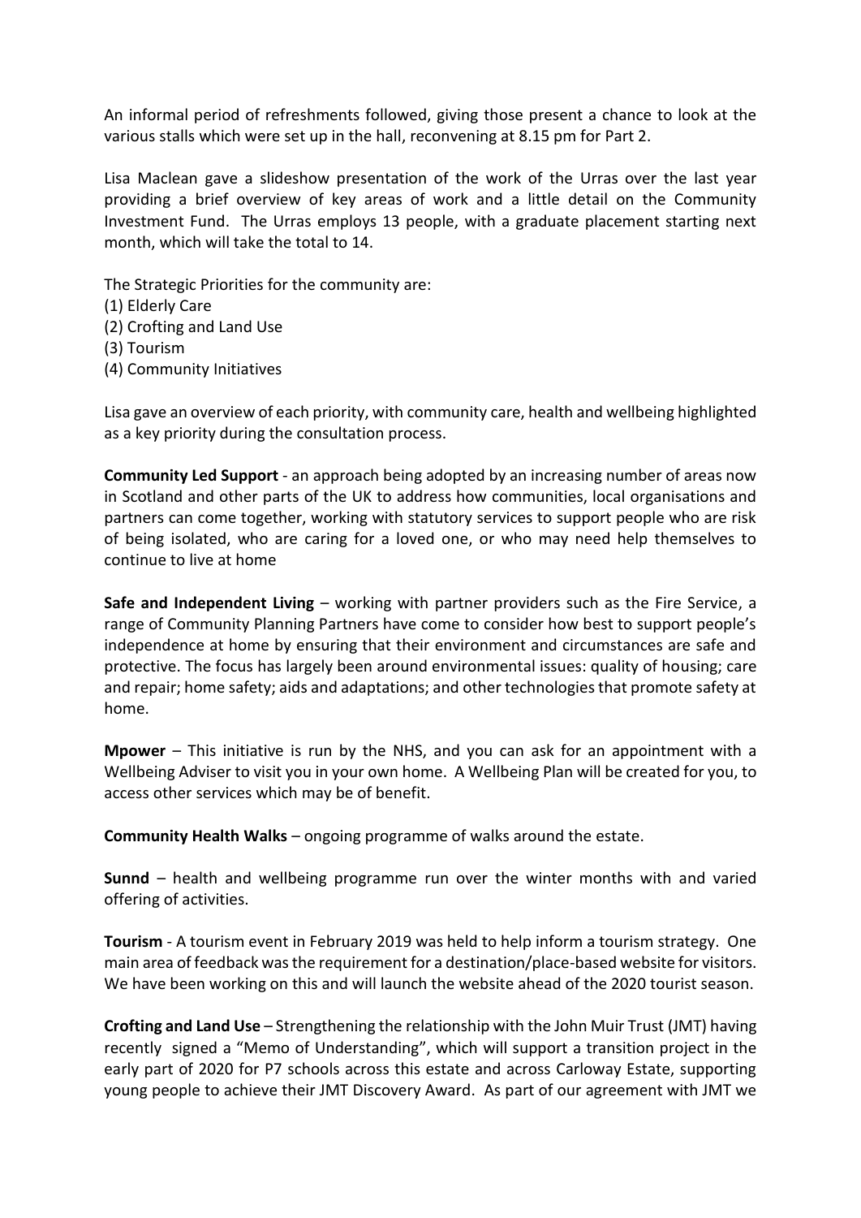An informal period of refreshments followed, giving those present a chance to look at the various stalls which were set up in the hall, reconvening at 8.15 pm for Part 2.

Lisa Maclean gave a slideshow presentation of the work of the Urras over the last year providing a brief overview of key areas of work and a little detail on the Community Investment Fund. The Urras employs 13 people, with a graduate placement starting next month, which will take the total to 14.

The Strategic Priorities for the community are:
(1) Elderly Care
(2) Crofting and Land Use
(3) Tourism
(4) Community Initiatives

Lisa gave an overview of each priority, with community care, health and wellbeing highlighted as a key priority during the consultation process.

**Community Led Support** - an approach being adopted by an increasing number of areas now in Scotland and other parts of the UK to address how communities, local organisations and partners can come together, working with statutory services to support people who are risk of being isolated, who are caring for a loved one, or who may need help themselves to continue to live at home

**Safe and Independent Living** – working with partner providers such as the Fire Service, a range of Community Planning Partners have come to consider how best to support people's independence at home by ensuring that their environment and circumstances are safe and protective. The focus has largely been around environmental issues: quality of housing; care and repair; home safety; aids and adaptations; and other technologies that promote safety at home.

**Mpower** – This initiative is run by the NHS, and you can ask for an appointment with a Wellbeing Adviser to visit you in your own home. A Wellbeing Plan will be created for you, to access other services which may be of benefit.

**Community Health Walks** – ongoing programme of walks around the estate.

**Sunnd** – health and wellbeing programme run over the winter months with and varied offering of activities.

**Tourism** - A tourism event in February 2019 was held to help inform a tourism strategy. One main area of feedback was the requirement for a destination/place-based website for visitors. We have been working on this and will launch the website ahead of the 2020 tourist season.

**Crofting and Land Use** – Strengthening the relationship with the John Muir Trust (JMT) having recently signed a "Memo of Understanding", which will support a transition project in the early part of 2020 for P7 schools across this estate and across Carloway Estate, supporting young people to achieve their JMT Discovery Award. As part of our agreement with JMT we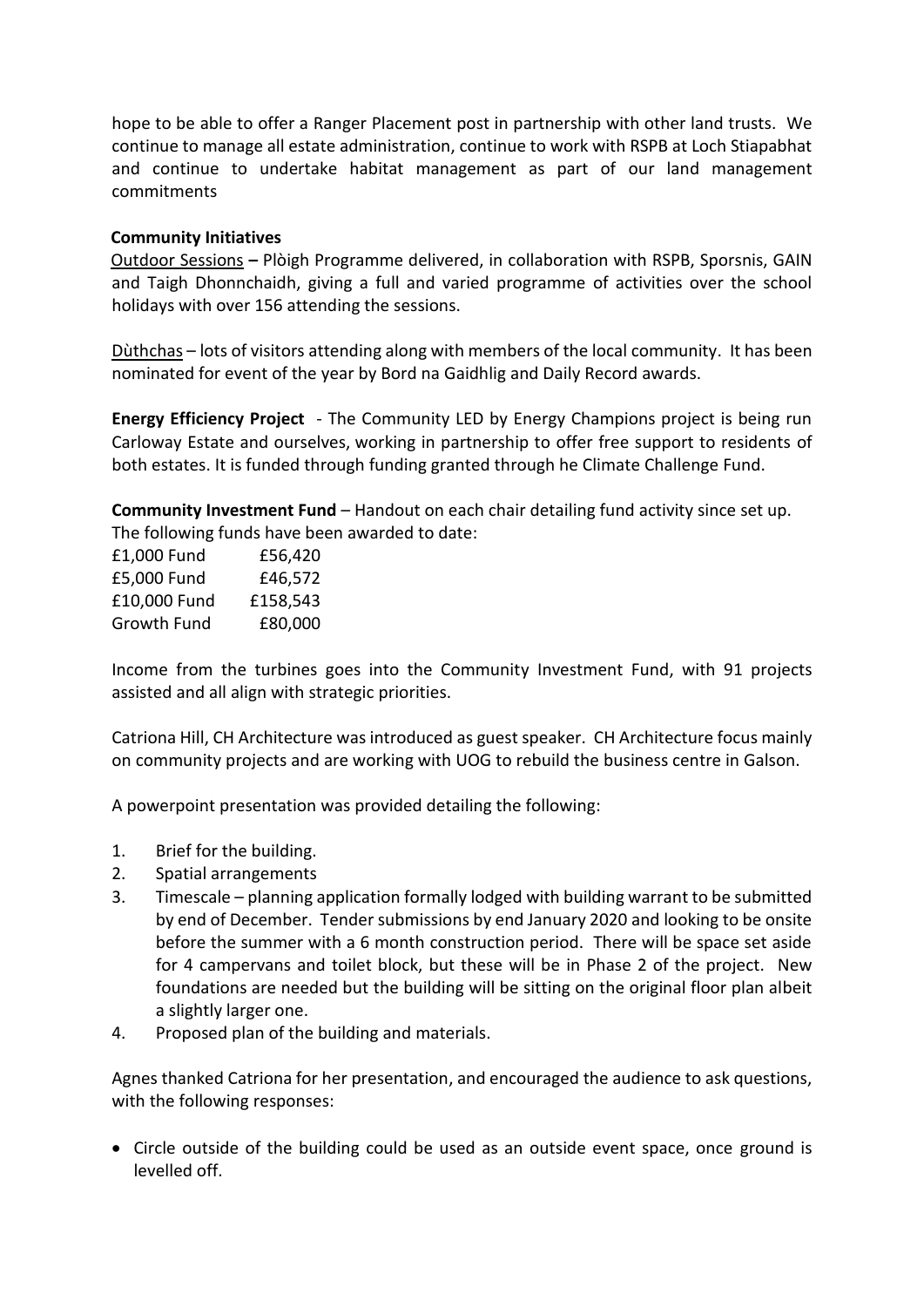hope to be able to offer a Ranger Placement post in partnership with other land trusts. We continue to manage all estate administration, continue to work with RSPB at Loch Stiapabhat and continue to undertake habitat management as part of our land management commitments

**Community Initiatives**

Outdoor Sessions **–** Plòigh Programme delivered, in collaboration with RSPB, Sporsnis, GAIN and Taigh Dhonnchaidh, giving a full and varied programme of activities over the school holidays with over 156 attending the sessions.

Dùthchas – lots of visitors attending along with members of the local community. It has been nominated for event of the year by Bord na Gaidhlig and Daily Record awards.

**Energy Efficiency Project** - The Community LED by Energy Champions project is being run Carloway Estate and ourselves, working in partnership to offer free support to residents of both estates. It is funded through funding granted through he Climate Challenge Fund.

**Community Investment Fund** – Handout on each chair detailing fund activity since set up. The following funds have been awarded to date:

| | |
|---|---|
| £1,000 Fund | £56,420 |
| £5,000 Fund | £46,572 |
| £10,000 Fund | £158,543 |
| Growth Fund | £80,000 |

Income from the turbines goes into the Community Investment Fund, with 91 projects assisted and all align with strategic priorities.

Catriona Hill, CH Architecture was introduced as guest speaker. CH Architecture focus mainly on community projects and are working with UOG to rebuild the business centre in Galson.

A powerpoint presentation was provided detailing the following:

1. Brief for the building.
2. Spatial arrangements
3. Timescale – planning application formally lodged with building warrant to be submitted by end of December. Tender submissions by end January 2020 and looking to be onsite before the summer with a 6 month construction period. There will be space set aside for 4 campervans and toilet block, but these will be in Phase 2 of the project. New foundations are needed but the building will be sitting on the original floor plan albeit a slightly larger one.
4. Proposed plan of the building and materials.

Agnes thanked Catriona for her presentation, and encouraged the audience to ask questions, with the following responses:

- Circle outside of the building could be used as an outside event space, once ground is levelled off.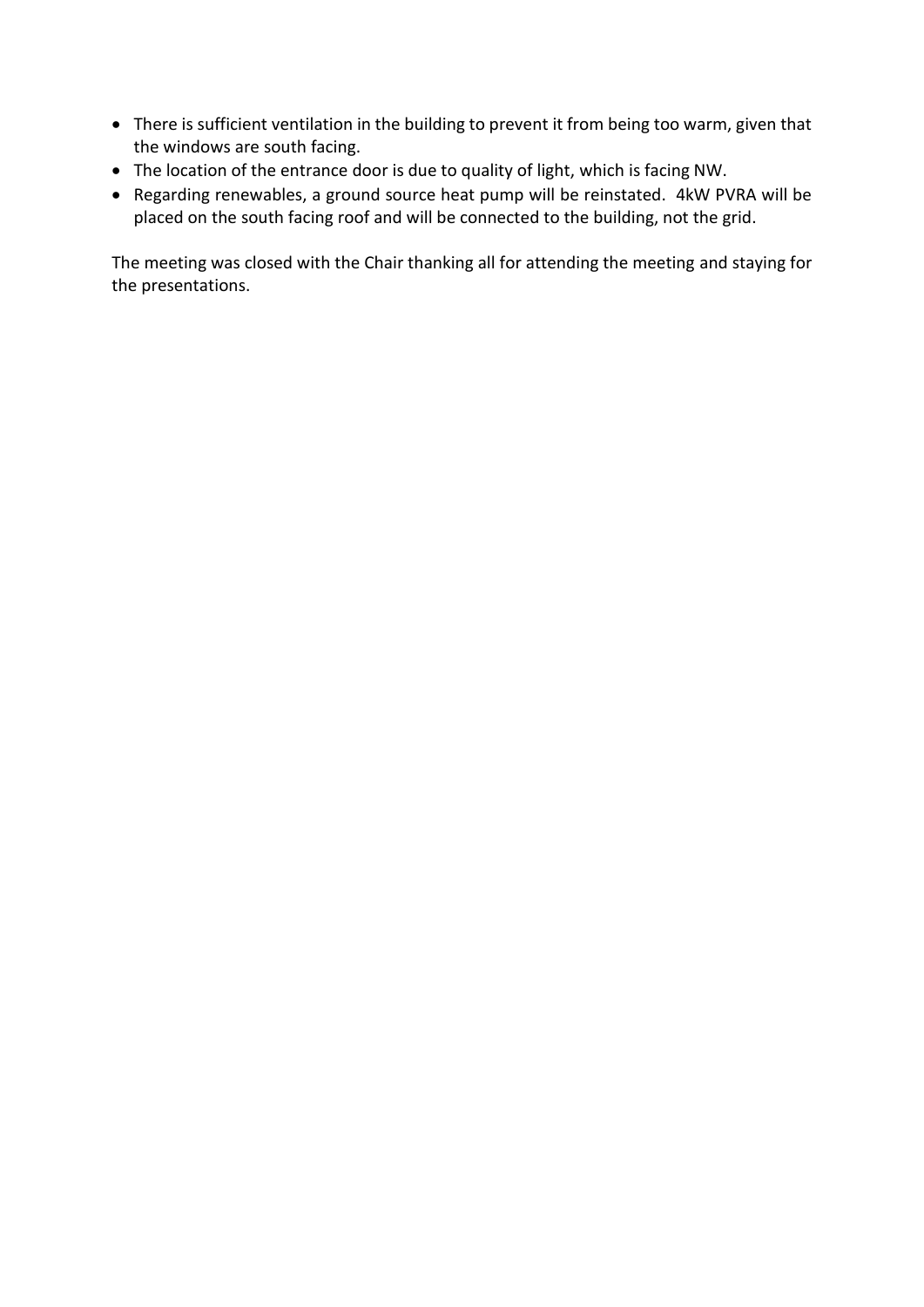- There is sufficient ventilation in the building to prevent it from being too warm, given that the windows are south facing.
- The location of the entrance door is due to quality of light, which is facing NW.
- Regarding renewables, a ground source heat pump will be reinstated. 4kW PVRA will be placed on the south facing roof and will be connected to the building, not the grid.

The meeting was closed with the Chair thanking all for attending the meeting and staying for the presentations.